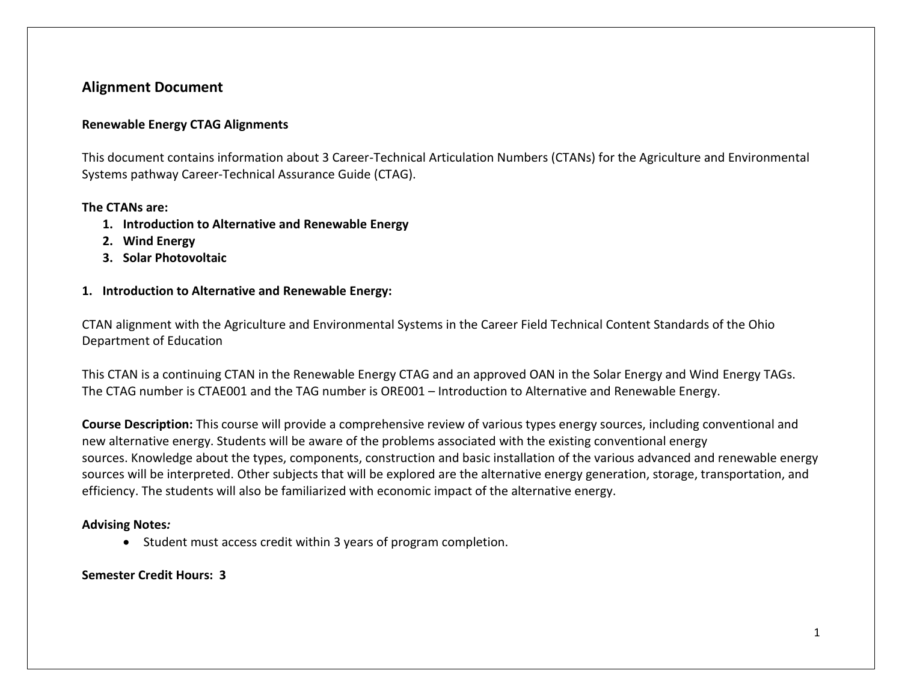## Alignment Document

**Renewable Energy CTAG Alignments**

This document contains information about 3 Career-Technical Articulation Numbers (CTANs) for the Agriculture and Environmental Systems pathway Career-Technical Assurance Guide (CTAG).

**The CTANs are:**

1. **Introduction to Alternative and Renewable Energy**
2. **Wind Energy**
3. **Solar Photovoltaic**

### 1. Introduction to Alternative and Renewable Energy:

CTAN alignment with the Agriculture and Environmental Systems in the Career Field Technical Content Standards of the Ohio Department of Education

This CTAN is a continuing CTAN in the Renewable Energy CTAG and an approved OAN in the Solar Energy and Wind Energy TAGs. The CTAG number is CTAE001 and the TAG number is ORE001 – Introduction to Alternative and Renewable Energy.

**Course Description:** This course will provide a comprehensive review of various types energy sources, including conventional and new alternative energy. Students will be aware of the problems associated with the existing conventional energy sources. Knowledge about the types, components, construction and basic installation of the various advanced and renewable energy sources will be interpreted. Other subjects that will be explored are the alternative energy generation, storage, transportation, and efficiency. The students will also be familiarized with economic impact of the alternative energy.

**Advising Notes*:***

- Student must access credit within 3 years of program completion.

**Semester Credit Hours: 3**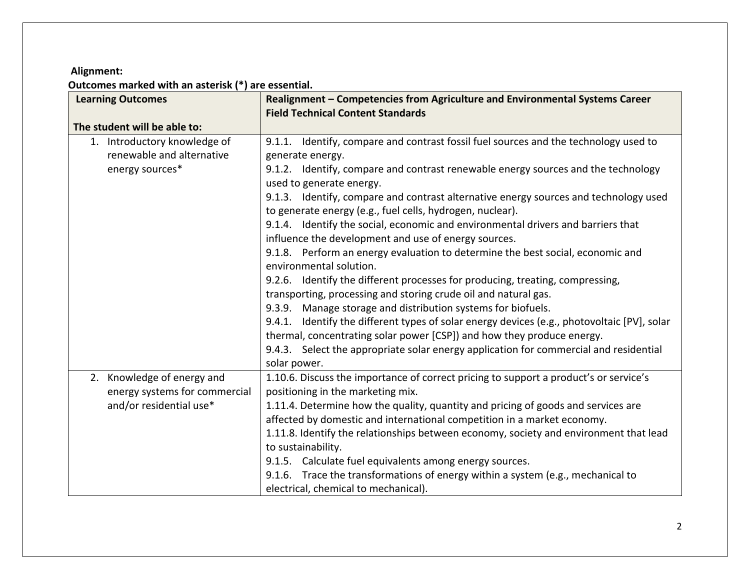**Alignment:**

**Outcomes marked with an asterisk (*) are essential.**

| Learning Outcomes<br><br>The student will be able to: | Realignment – Competencies from Agriculture and Environmental Systems Career Field Technical Content Standards |
|---|---|
| 1. Introductory knowledge of renewable and alternative energy sources* | 9.1.1. Identify, compare and contrast fossil fuel sources and the technology used to generate energy.<br>9.1.2. Identify, compare and contrast renewable energy sources and the technology used to generate energy.<br>9.1.3. Identify, compare and contrast alternative energy sources and technology used to generate energy (e.g., fuel cells, hydrogen, nuclear).<br>9.1.4. Identify the social, economic and environmental drivers and barriers that influence the development and use of energy sources.<br>9.1.8. Perform an energy evaluation to determine the best social, economic and environmental solution.<br>9.2.6. Identify the different processes for producing, treating, compressing, transporting, processing and storing crude oil and natural gas.<br>9.3.9. Manage storage and distribution systems for biofuels.<br>9.4.1. Identify the different types of solar energy devices (e.g., photovoltaic [PV], solar thermal, concentrating solar power [CSP]) and how they produce energy.<br>9.4.3. Select the appropriate solar energy application for commercial and residential solar power. |
| 2. Knowledge of energy and energy systems for commercial and/or residential use* | 1.10.6. Discuss the importance of correct pricing to support a product's or service's positioning in the marketing mix.<br>1.11.4. Determine how the quality, quantity and pricing of goods and services are affected by domestic and international competition in a market economy.<br>1.11.8. Identify the relationships between economy, society and environment that lead to sustainability.<br>9.1.5. Calculate fuel equivalents among energy sources.<br>9.1.6. Trace the transformations of energy within a system (e.g., mechanical to electrical, chemical to mechanical). |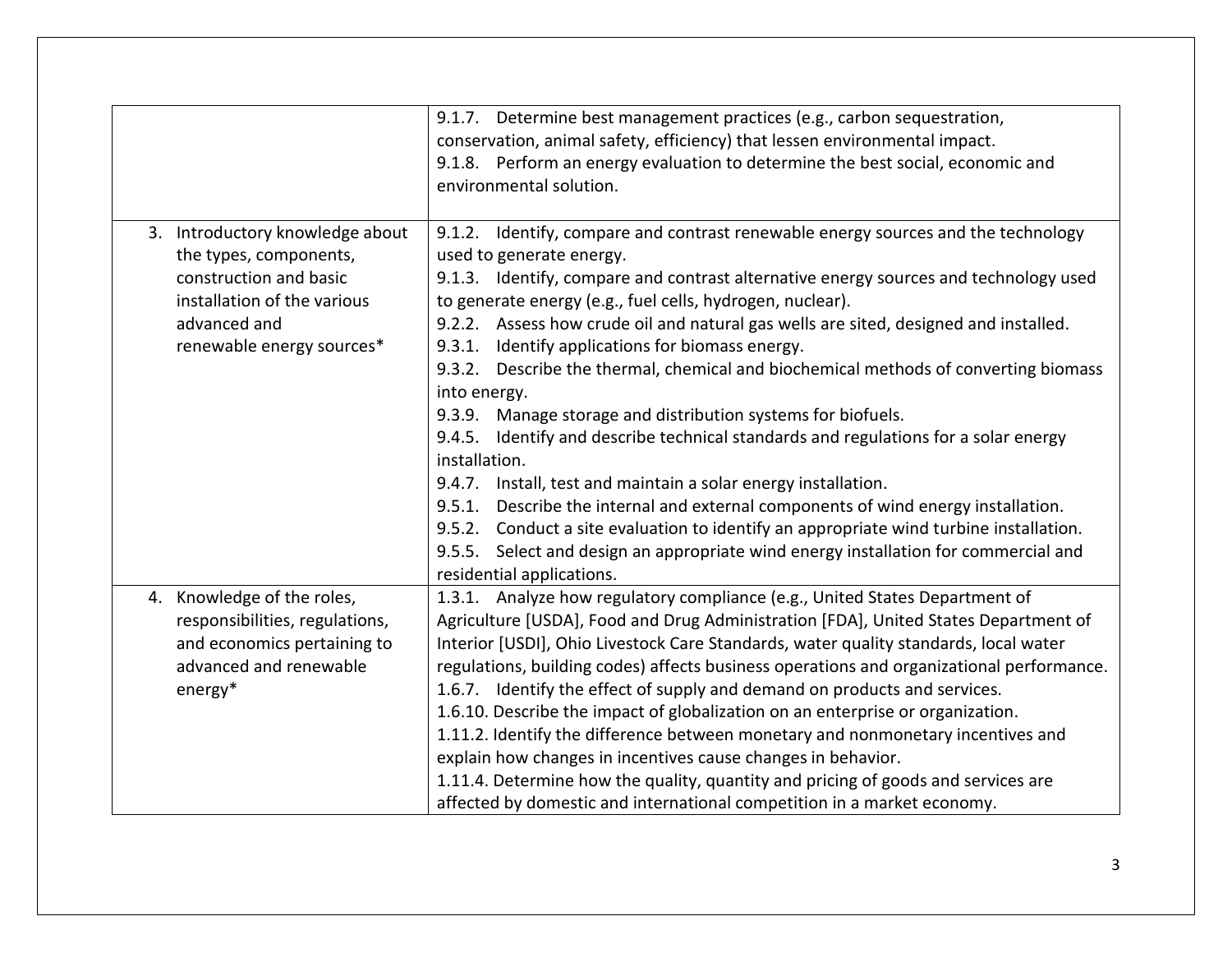| | |
|---|---|
| | 9.1.7. Determine best management practices (e.g., carbon sequestration, conservation, animal safety, efficiency) that lessen environmental impact.<br>9.1.8. Perform an energy evaluation to determine the best social, economic and environmental solution. |
| 3. Introductory knowledge about the types, components, construction and basic installation of the various advanced and renewable energy sources* | 9.1.2. Identify, compare and contrast renewable energy sources and the technology used to generate energy.<br>9.1.3. Identify, compare and contrast alternative energy sources and technology used to generate energy (e.g., fuel cells, hydrogen, nuclear).<br>9.2.2. Assess how crude oil and natural gas wells are sited, designed and installed.<br>9.3.1. Identify applications for biomass energy.<br>9.3.2. Describe the thermal, chemical and biochemical methods of converting biomass into energy.<br>9.3.9. Manage storage and distribution systems for biofuels.<br>9.4.5. Identify and describe technical standards and regulations for a solar energy installation.<br>9.4.7. Install, test and maintain a solar energy installation.<br>9.5.1. Describe the internal and external components of wind energy installation.<br>9.5.2. Conduct a site evaluation to identify an appropriate wind turbine installation.<br>9.5.5. Select and design an appropriate wind energy installation for commercial and residential applications. |
| 4. Knowledge of the roles, responsibilities, regulations, and economics pertaining to advanced and renewable energy* | 1.3.1. Analyze how regulatory compliance (e.g., United States Department of Agriculture [USDA], Food and Drug Administration [FDA], United States Department of Interior [USDI], Ohio Livestock Care Standards, water quality standards, local water regulations, building codes) affects business operations and organizational performance.<br>1.6.7. Identify the effect of supply and demand on products and services.<br>1.6.10. Describe the impact of globalization on an enterprise or organization.<br>1.11.2. Identify the difference between monetary and nonmonetary incentives and explain how changes in incentives cause changes in behavior.<br>1.11.4. Determine how the quality, quantity and pricing of goods and services are affected by domestic and international competition in a market economy. |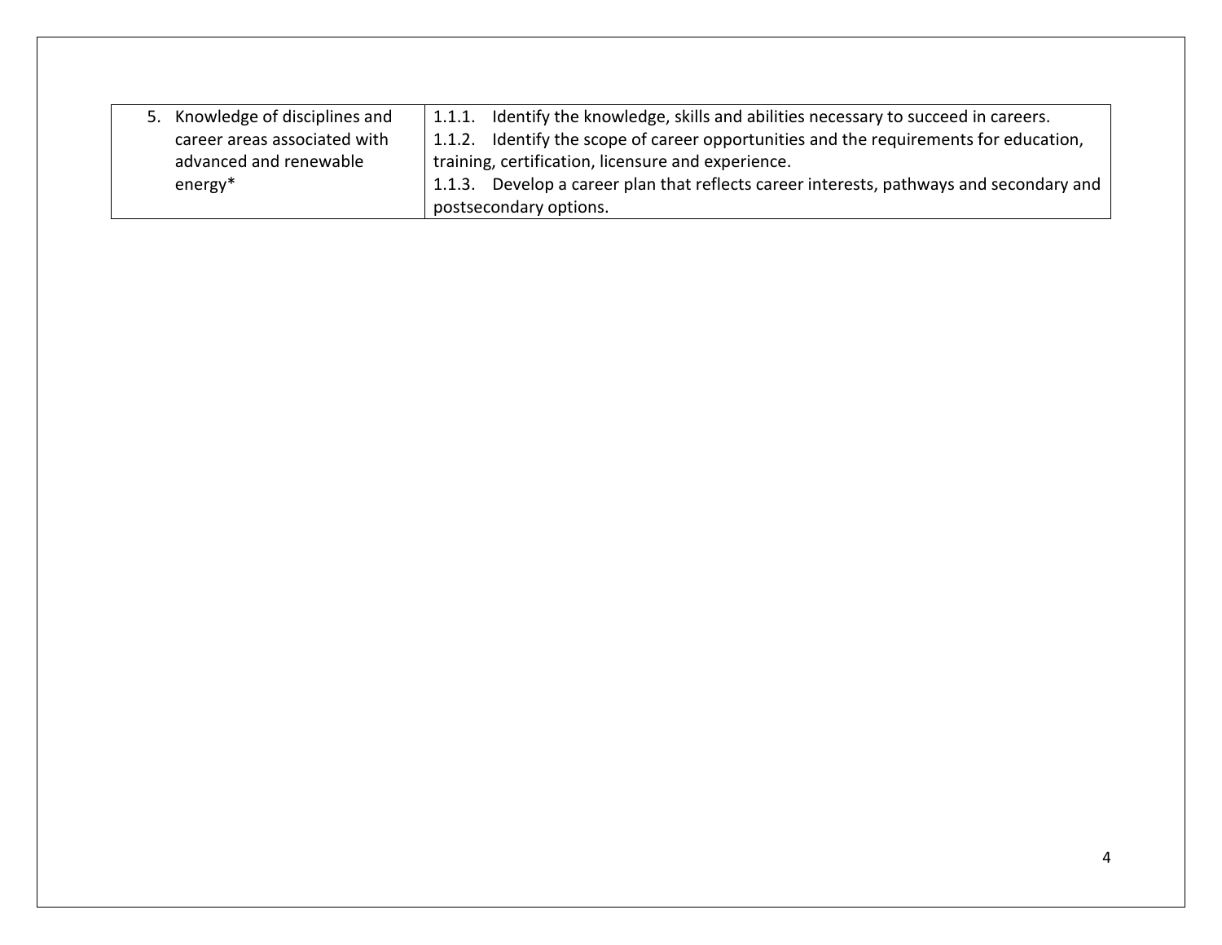| | |
|---|---|
| 5. Knowledge of disciplines and career areas associated with advanced and renewable energy* | 1.1.1. Identify the knowledge, skills and abilities necessary to succeed in careers.<br>1.1.2. Identify the scope of career opportunities and the requirements for education, training, certification, licensure and experience.<br>1.1.3. Develop a career plan that reflects career interests, pathways and secondary and postsecondary options. |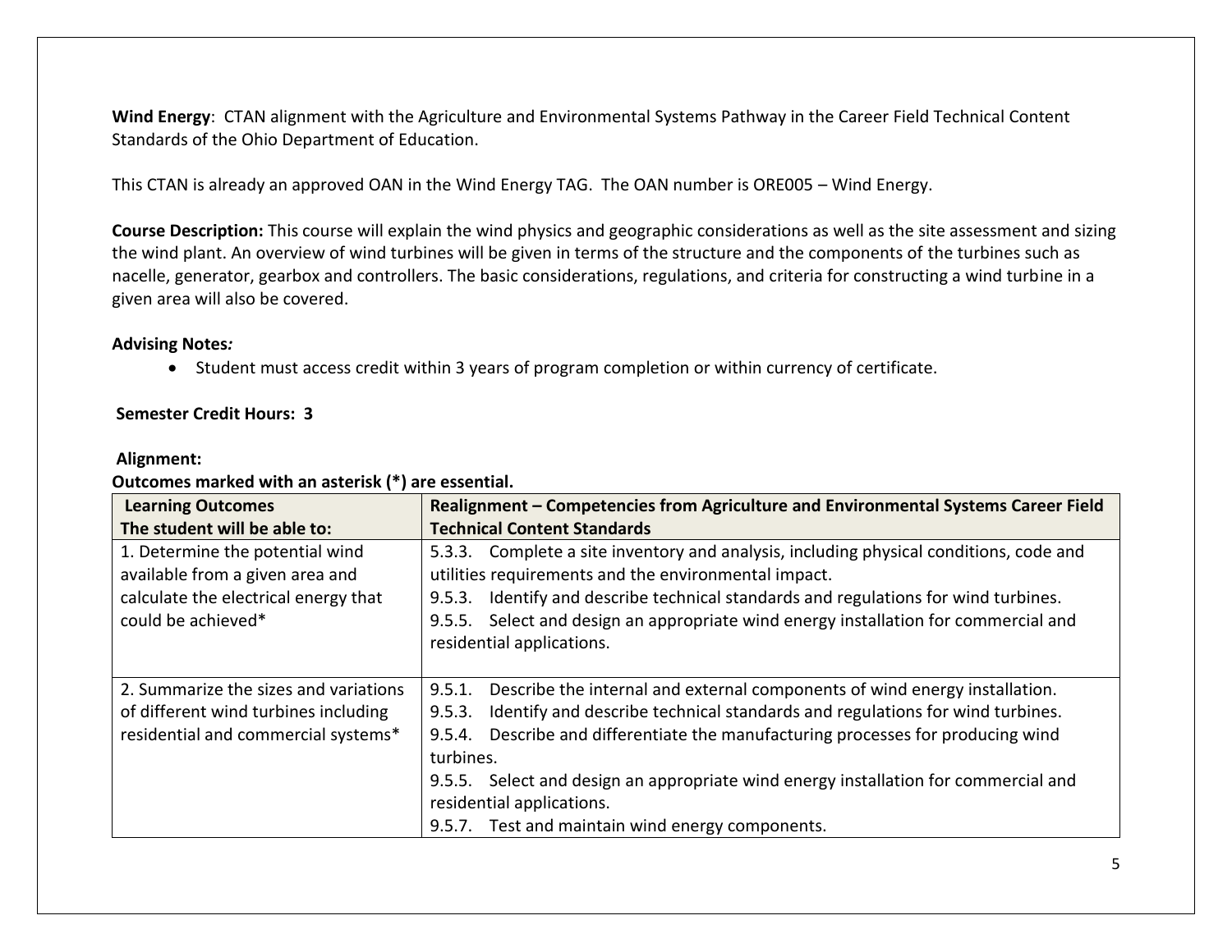**Wind Energy**: CTAN alignment with the Agriculture and Environmental Systems Pathway in the Career Field Technical Content Standards of the Ohio Department of Education.

This CTAN is already an approved OAN in the Wind Energy TAG. The OAN number is ORE005 – Wind Energy.

**Course Description:** This course will explain the wind physics and geographic considerations as well as the site assessment and sizing the wind plant. An overview of wind turbines will be given in terms of the structure and the components of the turbines such as nacelle, generator, gearbox and controllers. The basic considerations, regulations, and criteria for constructing a wind turbine in a given area will also be covered.

**Advising Notes*:***

- Student must access credit within 3 years of program completion or within currency of certificate.

**Semester Credit Hours: 3**

**Alignment:**

**Outcomes marked with an asterisk (*) are essential.**

| **Learning Outcomes**<br>**The student will be able to:** | **Realignment – Competencies from Agriculture and Environmental Systems Career Field Technical Content Standards** |
|---|---|
| 1. Determine the potential wind available from a given area and calculate the electrical energy that could be achieved* | 5.3.3. Complete a site inventory and analysis, including physical conditions, code and utilities requirements and the environmental impact.<br>9.5.3. Identify and describe technical standards and regulations for wind turbines.<br>9.5.5. Select and design an appropriate wind energy installation for commercial and residential applications. |
| 2. Summarize the sizes and variations of different wind turbines including residential and commercial systems* | 9.5.1. Describe the internal and external components of wind energy installation.<br>9.5.3. Identify and describe technical standards and regulations for wind turbines.<br>9.5.4. Describe and differentiate the manufacturing processes for producing wind turbines.<br>9.5.5. Select and design an appropriate wind energy installation for commercial and residential applications.<br>9.5.7. Test and maintain wind energy components. |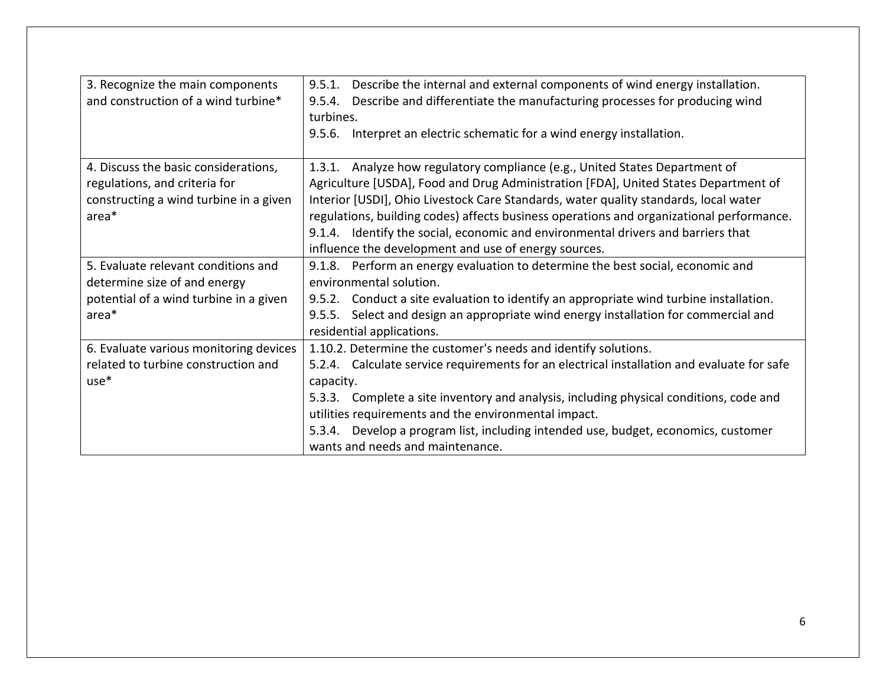| | |
|---|---|
| 3. Recognize the main components and construction of a wind turbine* | 9.5.1. Describe the internal and external components of wind energy installation.<br>9.5.4. Describe and differentiate the manufacturing processes for producing wind turbines.<br>9.5.6. Interpret an electric schematic for a wind energy installation. |
| 4. Discuss the basic considerations, regulations, and criteria for constructing a wind turbine in a given area* | 1.3.1. Analyze how regulatory compliance (e.g., United States Department of Agriculture [USDA], Food and Drug Administration [FDA], United States Department of Interior [USDI], Ohio Livestock Care Standards, water quality standards, local water regulations, building codes) affects business operations and organizational performance.<br>9.1.4. Identify the social, economic and environmental drivers and barriers that influence the development and use of energy sources. |
| 5. Evaluate relevant conditions and determine size of and energy potential of a wind turbine in a given area* | 9.1.8. Perform an energy evaluation to determine the best social, economic and environmental solution.<br>9.5.2. Conduct a site evaluation to identify an appropriate wind turbine installation.<br>9.5.5. Select and design an appropriate wind energy installation for commercial and residential applications. |
| 6. Evaluate various monitoring devices related to turbine construction and use* | 1.10.2. Determine the customer's needs and identify solutions.<br>5.2.4. Calculate service requirements for an electrical installation and evaluate for safe capacity.<br>5.3.3. Complete a site inventory and analysis, including physical conditions, code and utilities requirements and the environmental impact.<br>5.3.4. Develop a program list, including intended use, budget, economics, customer wants and needs and maintenance. |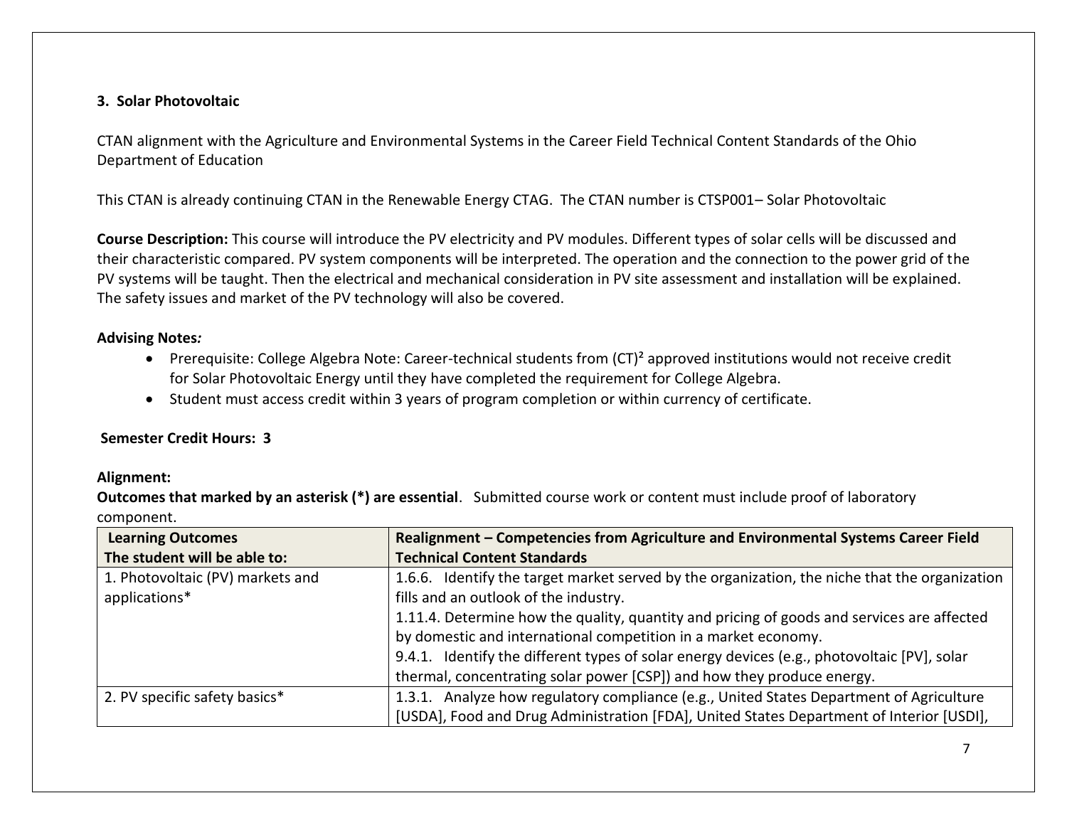### 3. Solar Photovoltaic

CTAN alignment with the Agriculture and Environmental Systems in the Career Field Technical Content Standards of the Ohio Department of Education

This CTAN is already continuing CTAN in the Renewable Energy CTAG. The CTAN number is CTSP001– Solar Photovoltaic

**Course Description:** This course will introduce the PV electricity and PV modules. Different types of solar cells will be discussed and their characteristic compared. PV system components will be interpreted. The operation and the connection to the power grid of the PV systems will be taught. Then the electrical and mechanical consideration in PV site assessment and installation will be explained. The safety issues and market of the PV technology will also be covered.

**Advising Notes*:***

- Prerequisite: College Algebra Note: Career-technical students from (CT)² approved institutions would not receive credit for Solar Photovoltaic Energy until they have completed the requirement for College Algebra.
- Student must access credit within 3 years of program completion or within currency of certificate.

**Semester Credit Hours: 3**

**Alignment:**

**Outcomes that marked by an asterisk (*) are essential**. Submitted course work or content must include proof of laboratory component.

| Learning Outcomes<br>The student will be able to: | Realignment – Competencies from Agriculture and Environmental Systems Career Field Technical Content Standards |
|---|---|
| 1. Photovoltaic (PV) markets and applications* | 1.6.6. Identify the target market served by the organization, the niche that the organization fills and an outlook of the industry.<br>1.11.4. Determine how the quality, quantity and pricing of goods and services are affected by domestic and international competition in a market economy.<br>9.4.1. Identify the different types of solar energy devices (e.g., photovoltaic [PV], solar thermal, concentrating solar power [CSP]) and how they produce energy. |
| 2. PV specific safety basics* | 1.3.1. Analyze how regulatory compliance (e.g., United States Department of Agriculture [USDA], Food and Drug Administration [FDA], United States Department of Interior [USDI], |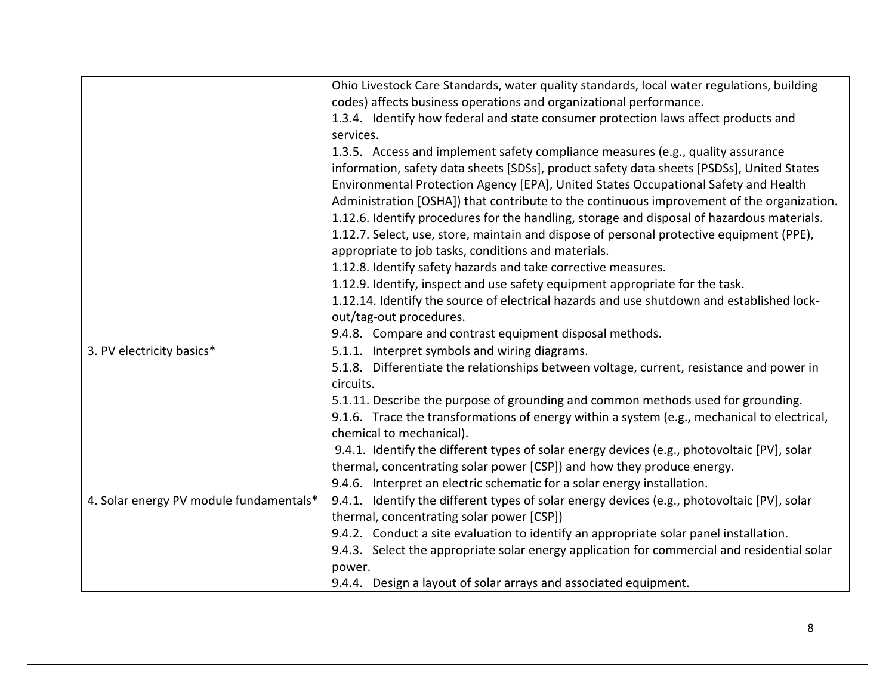| | |
|---|---|
| | Ohio Livestock Care Standards, water quality standards, local water regulations, building codes) affects business operations and organizational performance.<br>1.3.4. Identify how federal and state consumer protection laws affect products and services.<br>1.3.5. Access and implement safety compliance measures (e.g., quality assurance information, safety data sheets [SDSs], product safety data sheets [PSDSs], United States Environmental Protection Agency [EPA], United States Occupational Safety and Health Administration [OSHA]) that contribute to the continuous improvement of the organization.<br>1.12.6. Identify procedures for the handling, storage and disposal of hazardous materials.<br>1.12.7. Select, use, store, maintain and dispose of personal protective equipment (PPE), appropriate to job tasks, conditions and materials.<br>1.12.8. Identify safety hazards and take corrective measures.<br>1.12.9. Identify, inspect and use safety equipment appropriate for the task.<br>1.12.14. Identify the source of electrical hazards and use shutdown and established lock-out/tag-out procedures.<br>9.4.8. Compare and contrast equipment disposal methods. |
| 3. PV electricity basics* | 5.1.1. Interpret symbols and wiring diagrams.<br>5.1.8. Differentiate the relationships between voltage, current, resistance and power in circuits.<br>5.1.11. Describe the purpose of grounding and common methods used for grounding.<br>9.1.6. Trace the transformations of energy within a system (e.g., mechanical to electrical, chemical to mechanical).<br>9.4.1. Identify the different types of solar energy devices (e.g., photovoltaic [PV], solar thermal, concentrating solar power [CSP]) and how they produce energy.<br>9.4.6. Interpret an electric schematic for a solar energy installation. |
| 4. Solar energy PV module fundamentals* | 9.4.1. Identify the different types of solar energy devices (e.g., photovoltaic [PV], solar thermal, concentrating solar power [CSP])<br>9.4.2. Conduct a site evaluation to identify an appropriate solar panel installation.<br>9.4.3. Select the appropriate solar energy application for commercial and residential solar power.<br>9.4.4. Design a layout of solar arrays and associated equipment. |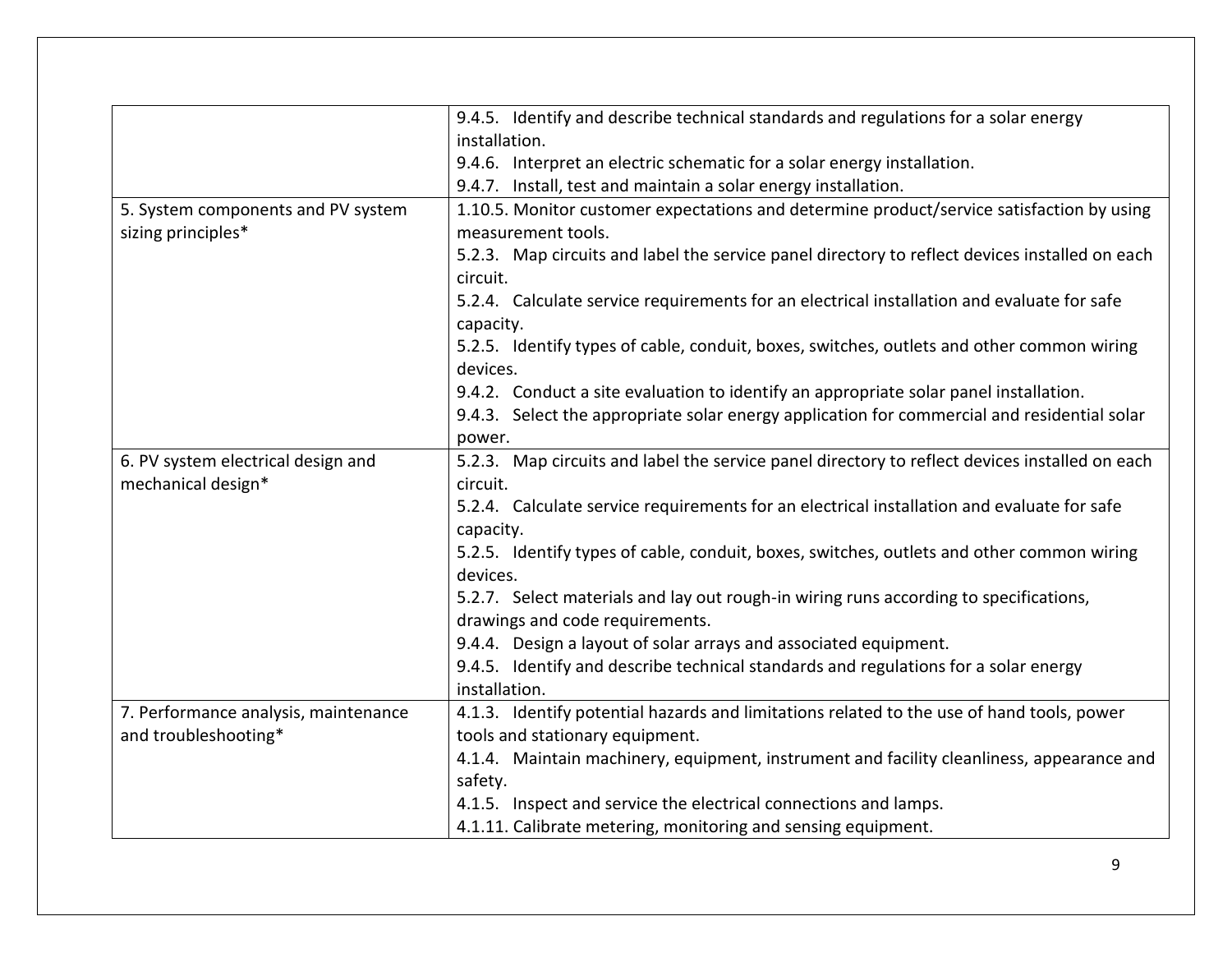| | |
|---|---|
| | 9.4.5. Identify and describe technical standards and regulations for a solar energy installation.<br>9.4.6. Interpret an electric schematic for a solar energy installation.<br>9.4.7. Install, test and maintain a solar energy installation. |
| 5. System components and PV system sizing principles* | 1.10.5. Monitor customer expectations and determine product/service satisfaction by using measurement tools.<br>5.2.3. Map circuits and label the service panel directory to reflect devices installed on each circuit.<br>5.2.4. Calculate service requirements for an electrical installation and evaluate for safe capacity.<br>5.2.5. Identify types of cable, conduit, boxes, switches, outlets and other common wiring devices.<br>9.4.2. Conduct a site evaluation to identify an appropriate solar panel installation.<br>9.4.3. Select the appropriate solar energy application for commercial and residential solar power. |
| 6. PV system electrical design and mechanical design* | 5.2.3. Map circuits and label the service panel directory to reflect devices installed on each circuit.<br>5.2.4. Calculate service requirements for an electrical installation and evaluate for safe capacity.<br>5.2.5. Identify types of cable, conduit, boxes, switches, outlets and other common wiring devices.<br>5.2.7. Select materials and lay out rough-in wiring runs according to specifications, drawings and code requirements.<br>9.4.4. Design a layout of solar arrays and associated equipment.<br>9.4.5. Identify and describe technical standards and regulations for a solar energy installation. |
| 7. Performance analysis, maintenance and troubleshooting* | 4.1.3. Identify potential hazards and limitations related to the use of hand tools, power tools and stationary equipment.<br>4.1.4. Maintain machinery, equipment, instrument and facility cleanliness, appearance and safety.<br>4.1.5. Inspect and service the electrical connections and lamps.<br>4.1.11. Calibrate metering, monitoring and sensing equipment. |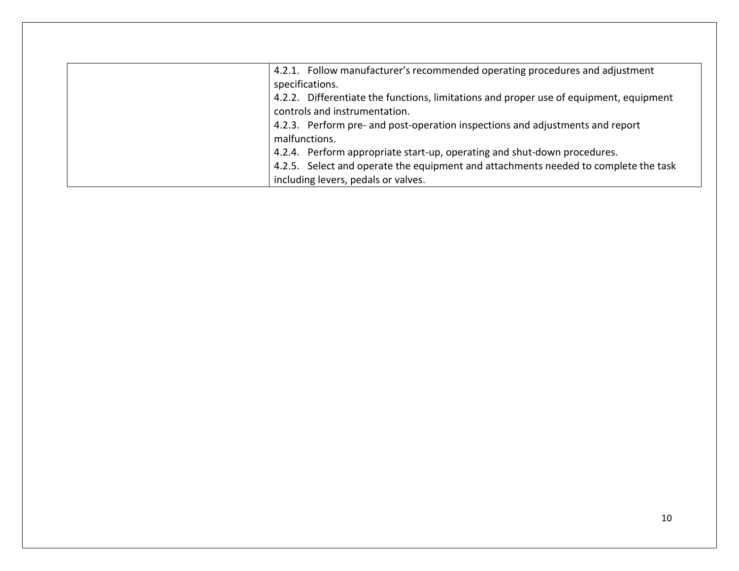| | |
|---|---|
| | 4.2.1. Follow manufacturer's recommended operating procedures and adjustment specifications.<br>4.2.2. Differentiate the functions, limitations and proper use of equipment, equipment controls and instrumentation.<br>4.2.3. Perform pre- and post-operation inspections and adjustments and report malfunctions.<br>4.2.4. Perform appropriate start-up, operating and shut-down procedures.<br>4.2.5. Select and operate the equipment and attachments needed to complete the task including levers, pedals or valves. |